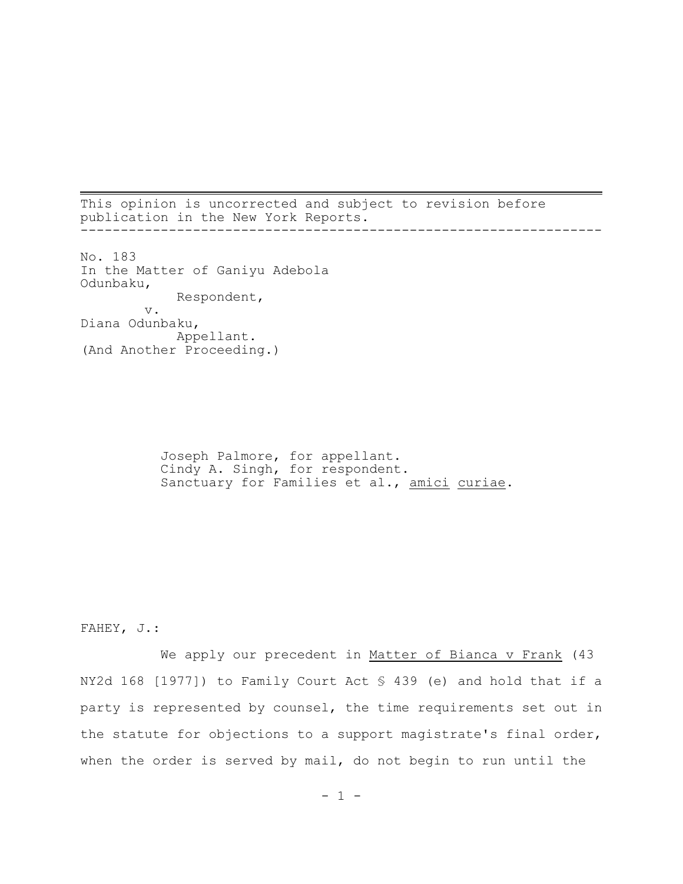This opinion is uncorrected and subject to revision before publication in the New York Reports.

---

No. 183
In the Matter of Ganiyu Adebola Odunbaku,
Respondent,
v.
Diana Odunbaku,
Appellant.
(And Another Proceeding.)

Joseph Palmore, for appellant.
Cindy A. Singh, for respondent.
Sanctuary for Families et al., _amici curiae_.

FAHEY, J.:

We apply our precedent in _Matter of Bianca v Frank_ (43 NY2d 168 [1977]) to Family Court Act § 439 (e) and hold that if a party is represented by counsel, the time requirements set out in the statute for objections to a support magistrate's final order, when the order is served by mail, do not begin to run until the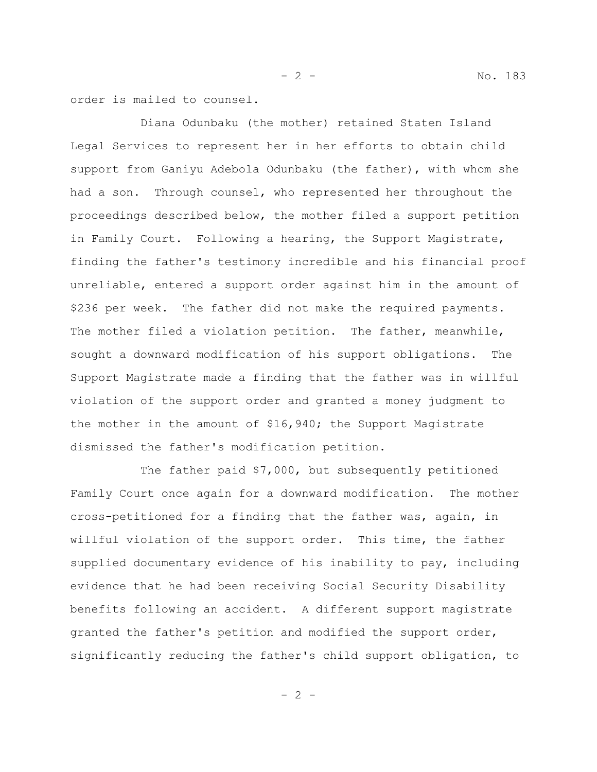order is mailed to counsel.

Diana Odunbaku (the mother) retained Staten Island Legal Services to represent her in her efforts to obtain child support from Ganiyu Adebola Odunbaku (the father), with whom she had a son. Through counsel, who represented her throughout the proceedings described below, the mother filed a support petition in Family Court. Following a hearing, the Support Magistrate, finding the father's testimony incredible and his financial proof unreliable, entered a support order against him in the amount of $236 per week. The father did not make the required payments. The mother filed a violation petition. The father, meanwhile, sought a downward modification of his support obligations. The Support Magistrate made a finding that the father was in willful violation of the support order and granted a money judgment to the mother in the amount of $16,940; the Support Magistrate dismissed the father's modification petition.

The father paid $7,000, but subsequently petitioned Family Court once again for a downward modification. The mother cross-petitioned for a finding that the father was, again, in willful violation of the support order. This time, the father supplied documentary evidence of his inability to pay, including evidence that he had been receiving Social Security Disability benefits following an accident. A different support magistrate granted the father's petition and modified the support order, significantly reducing the father's child support obligation, to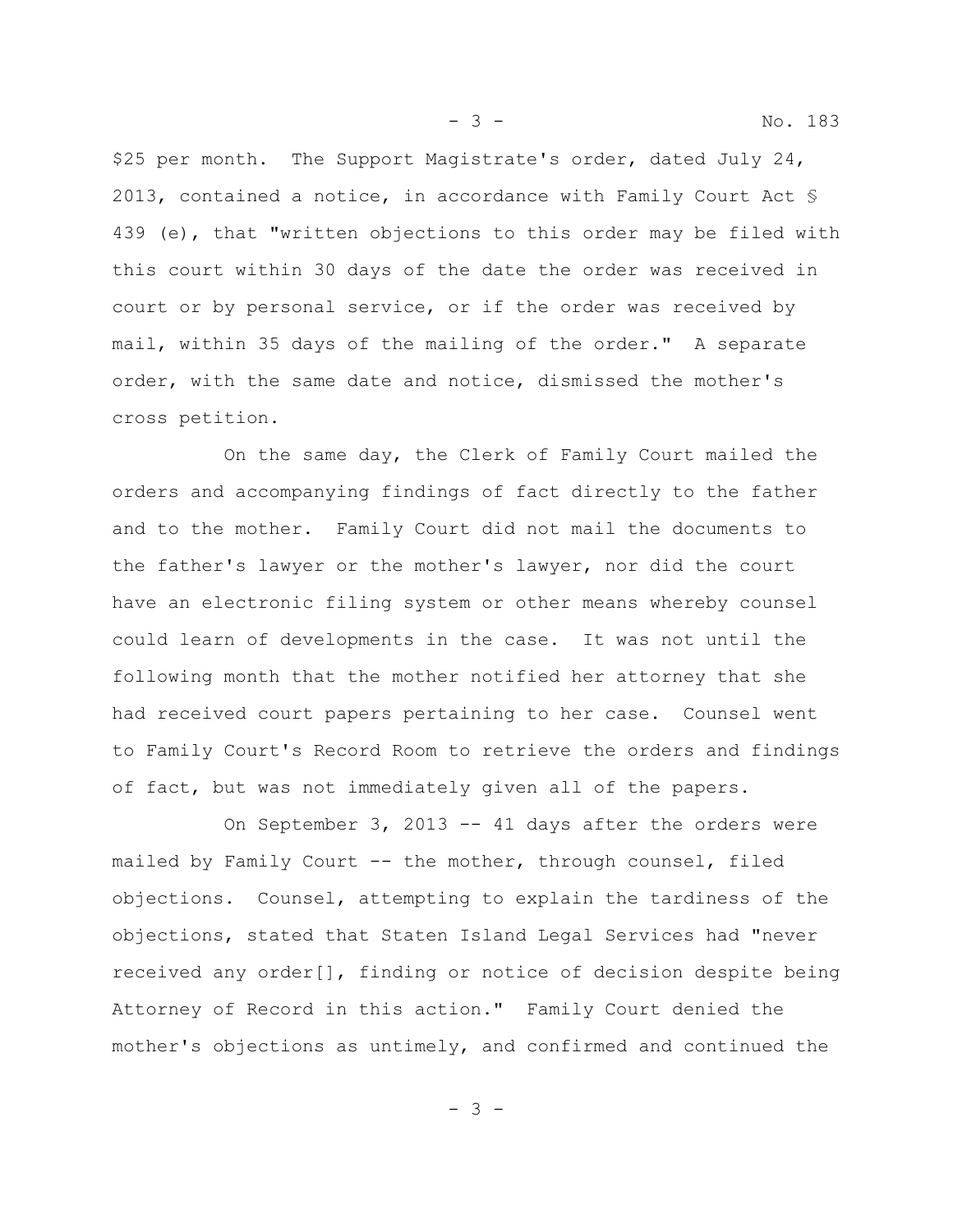$25 per month. The Support Magistrate's order, dated July 24, 2013, contained a notice, in accordance with Family Court Act § 439 (e), that "written objections to this order may be filed with this court within 30 days of the date the order was received in court or by personal service, or if the order was received by mail, within 35 days of the mailing of the order." A separate order, with the same date and notice, dismissed the mother's cross petition.

On the same day, the Clerk of Family Court mailed the orders and accompanying findings of fact directly to the father and to the mother. Family Court did not mail the documents to the father's lawyer or the mother's lawyer, nor did the court have an electronic filing system or other means whereby counsel could learn of developments in the case. It was not until the following month that the mother notified her attorney that she had received court papers pertaining to her case. Counsel went to Family Court's Record Room to retrieve the orders and findings of fact, but was not immediately given all of the papers.

On September 3, 2013 -- 41 days after the orders were mailed by Family Court -- the mother, through counsel, filed objections. Counsel, attempting to explain the tardiness of the objections, stated that Staten Island Legal Services had "never received any order[], finding or notice of decision despite being Attorney of Record in this action." Family Court denied the mother's objections as untimely, and confirmed and continued the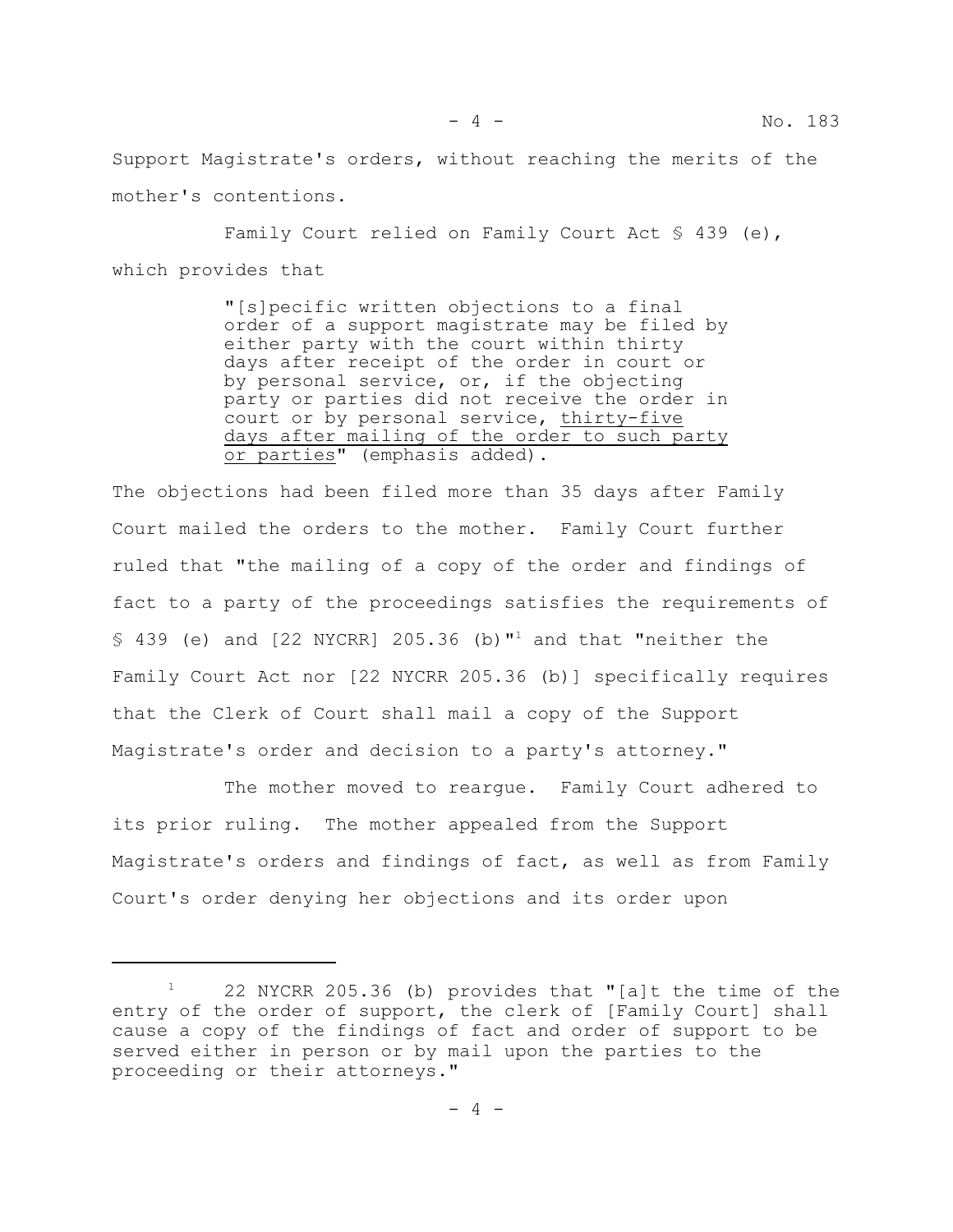Support Magistrate's orders, without reaching the merits of the mother's contentions.

Family Court relied on Family Court Act § 439 (e), which provides that

> "[s]pecific written objections to a final order of a support magistrate may be filed by either party with the court within thirty days after receipt of the order in court or by personal service, or, if the objecting party or parties did not receive the order in court or by personal service, <u>thirty-five days after mailing of the order to such party or parties</u>" (emphasis added).

The objections had been filed more than 35 days after Family Court mailed the orders to the mother. Family Court further ruled that "the mailing of a copy of the order and findings of fact to a party of the proceedings satisfies the requirements of § 439 (e) and [22 NYCRR] 205.36 (b)"[1] and that "neither the Family Court Act nor [22 NYCRR 205.36 (b)] specifically requires that the Clerk of Court shall mail a copy of the Support Magistrate's order and decision to a party's attorney."

The mother moved to reargue. Family Court adhered to its prior ruling. The mother appealed from the Support Magistrate's orders and findings of fact, as well as from Family Court's order denying her objections and its order upon

---

[1] 22 NYCRR 205.36 (b) provides that "[a]t the time of the entry of the order of support, the clerk of [Family Court] shall cause a copy of the findings of fact and order of support to be served either in person or by mail upon the parties to the proceeding or their attorneys."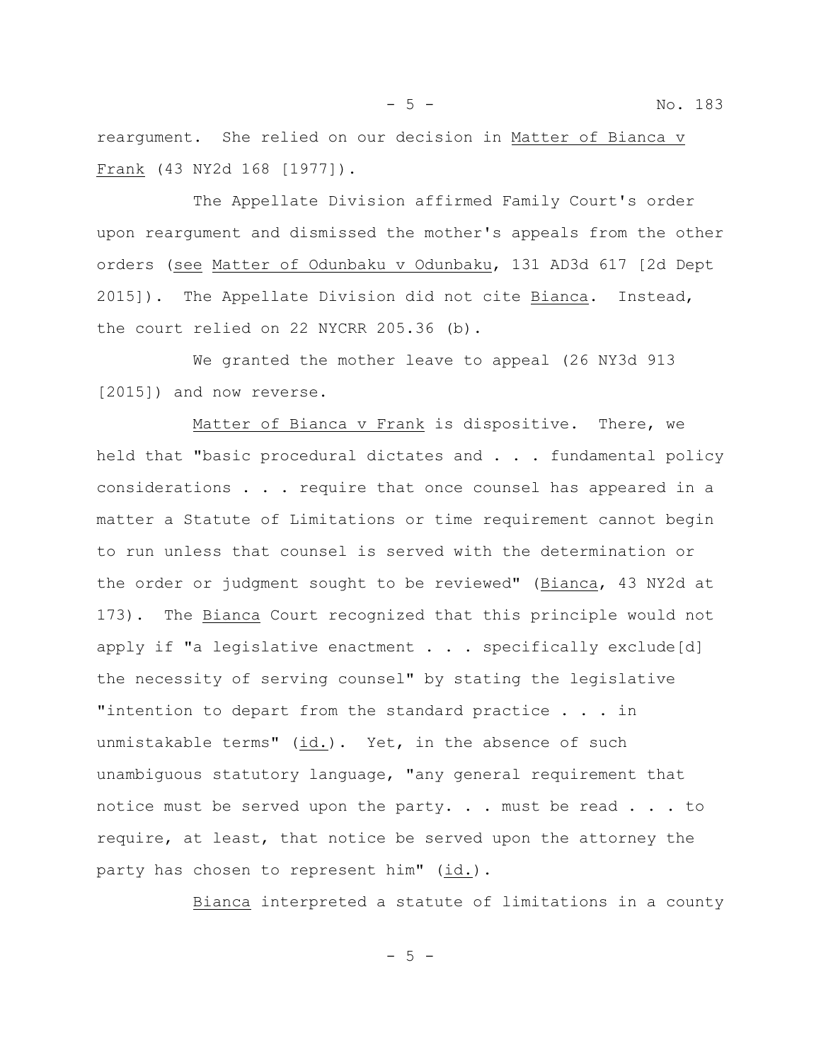reargument. She relied on our decision in Matter of Bianca v Frank (43 NY2d 168 [1977]).

The Appellate Division affirmed Family Court's order upon reargument and dismissed the mother's appeals from the other orders (see Matter of Odunbaku v Odunbaku, 131 AD3d 617 [2d Dept 2015]). The Appellate Division did not cite Bianca. Instead, the court relied on 22 NYCRR 205.36 (b).

We granted the mother leave to appeal (26 NY3d 913 [2015]) and now reverse.

Matter of Bianca v Frank is dispositive. There, we held that "basic procedural dictates and . . . fundamental policy considerations . . . require that once counsel has appeared in a matter a Statute of Limitations or time requirement cannot begin to run unless that counsel is served with the determination or the order or judgment sought to be reviewed" (Bianca, 43 NY2d at 173). The Bianca Court recognized that this principle would not apply if "a legislative enactment . . . specifically exclude[d] the necessity of serving counsel" by stating the legislative "intention to depart from the standard practice . . . in unmistakable terms" (id.). Yet, in the absence of such unambiguous statutory language, "any general requirement that notice must be served upon the party. . . must be read . . . to require, at least, that notice be served upon the attorney the party has chosen to represent him" (id.).

Bianca interpreted a statute of limitations in a county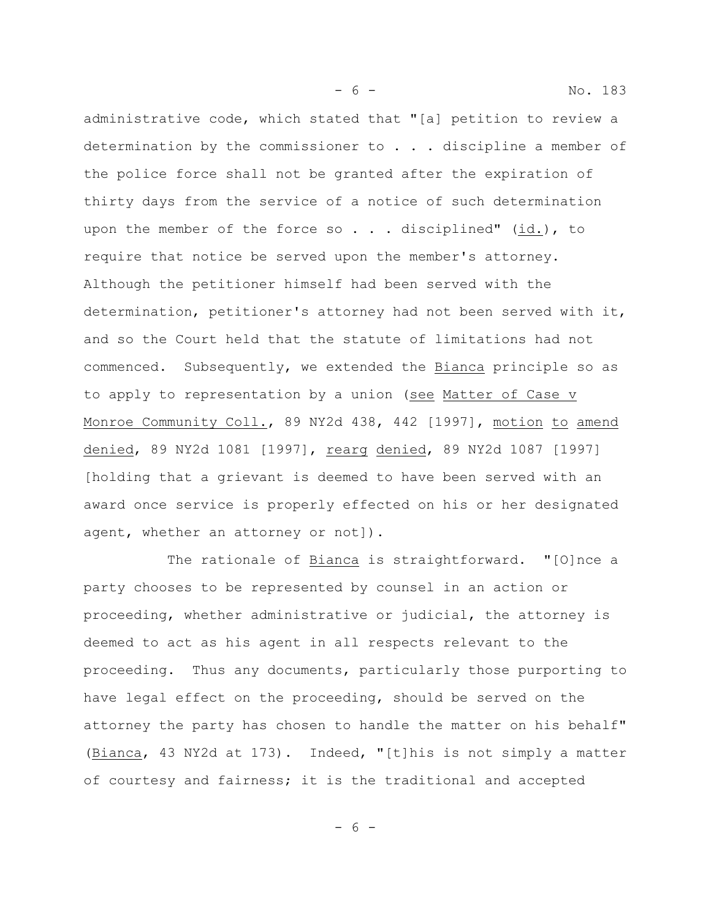administrative code, which stated that "[a] petition to review a determination by the commissioner to . . . discipline a member of the police force shall not be granted after the expiration of thirty days from the service of a notice of such determination upon the member of the force so . . . disciplined" (id.), to require that notice be served upon the member's attorney. Although the petitioner himself had been served with the determination, petitioner's attorney had not been served with it, and so the Court held that the statute of limitations had not commenced. Subsequently, we extended the Bianca principle so as to apply to representation by a union (see Matter of Case v Monroe Community Coll., 89 NY2d 438, 442 [1997], motion to amend denied, 89 NY2d 1081 [1997], rearg denied, 89 NY2d 1087 [1997] [holding that a grievant is deemed to have been served with an award once service is properly effected on his or her designated agent, whether an attorney or not]).

The rationale of Bianca is straightforward. "[O]nce a party chooses to be represented by counsel in an action or proceeding, whether administrative or judicial, the attorney is deemed to act as his agent in all respects relevant to the proceeding. Thus any documents, particularly those purporting to have legal effect on the proceeding, should be served on the attorney the party has chosen to handle the matter on his behalf" (Bianca, 43 NY2d at 173). Indeed, "[t]his is not simply a matter of courtesy and fairness; it is the traditional and accepted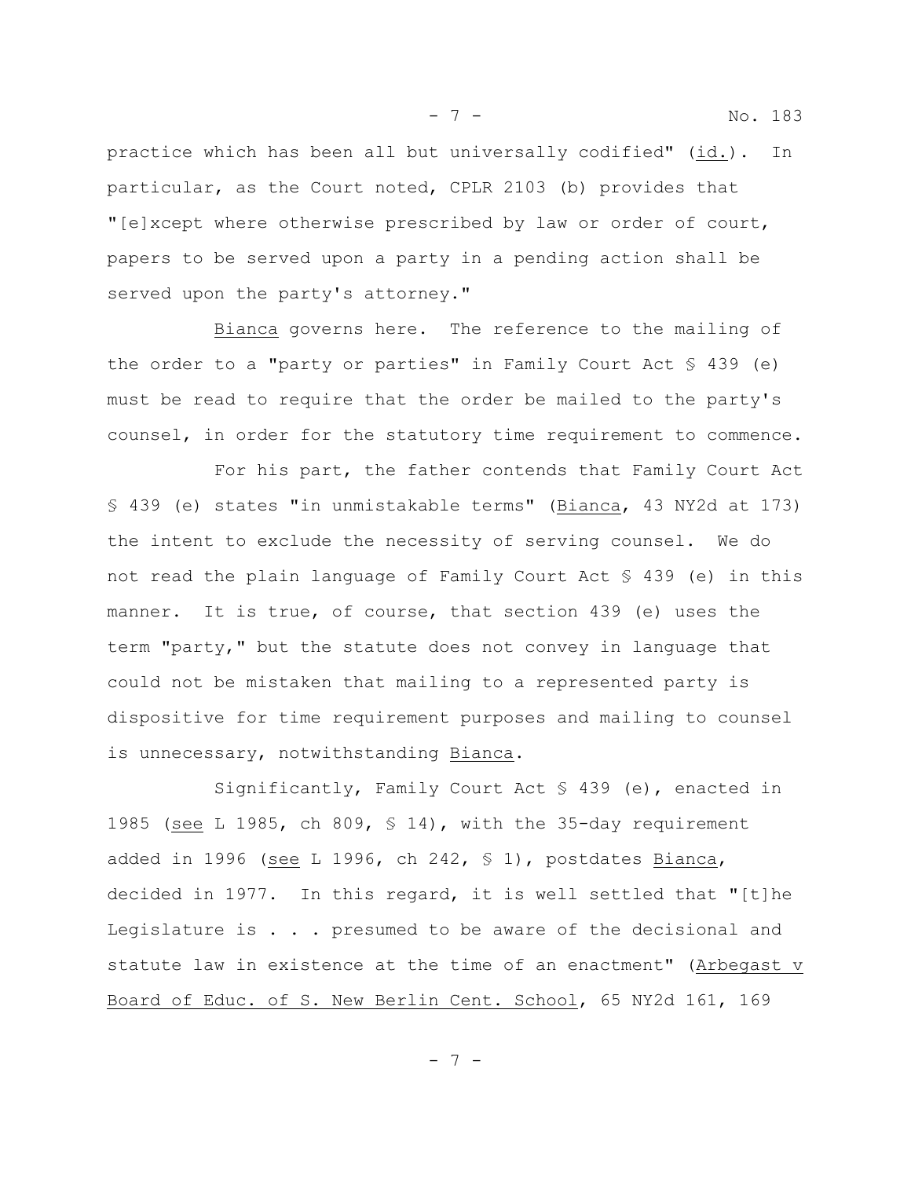practice which has been all but universally codified" (id.). In particular, as the Court noted, CPLR 2103 (b) provides that "[e]xcept where otherwise prescribed by law or order of court, papers to be served upon a party in a pending action shall be served upon the party's attorney."

Bianca governs here. The reference to the mailing of the order to a "party or parties" in Family Court Act § 439 (e) must be read to require that the order be mailed to the party's counsel, in order for the statutory time requirement to commence.

For his part, the father contends that Family Court Act § 439 (e) states "in unmistakable terms" (Bianca, 43 NY2d at 173) the intent to exclude the necessity of serving counsel. We do not read the plain language of Family Court Act § 439 (e) in this manner. It is true, of course, that section 439 (e) uses the term "party," but the statute does not convey in language that could not be mistaken that mailing to a represented party is dispositive for time requirement purposes and mailing to counsel is unnecessary, notwithstanding Bianca.

Significantly, Family Court Act § 439 (e), enacted in 1985 (see L 1985, ch 809, § 14), with the 35-day requirement added in 1996 (see L 1996, ch 242, § 1), postdates Bianca, decided in 1977. In this regard, it is well settled that "[t]he Legislature is . . . presumed to be aware of the decisional and statute law in existence at the time of an enactment" (Arbegast v Board of Educ. of S. New Berlin Cent. School, 65 NY2d 161, 169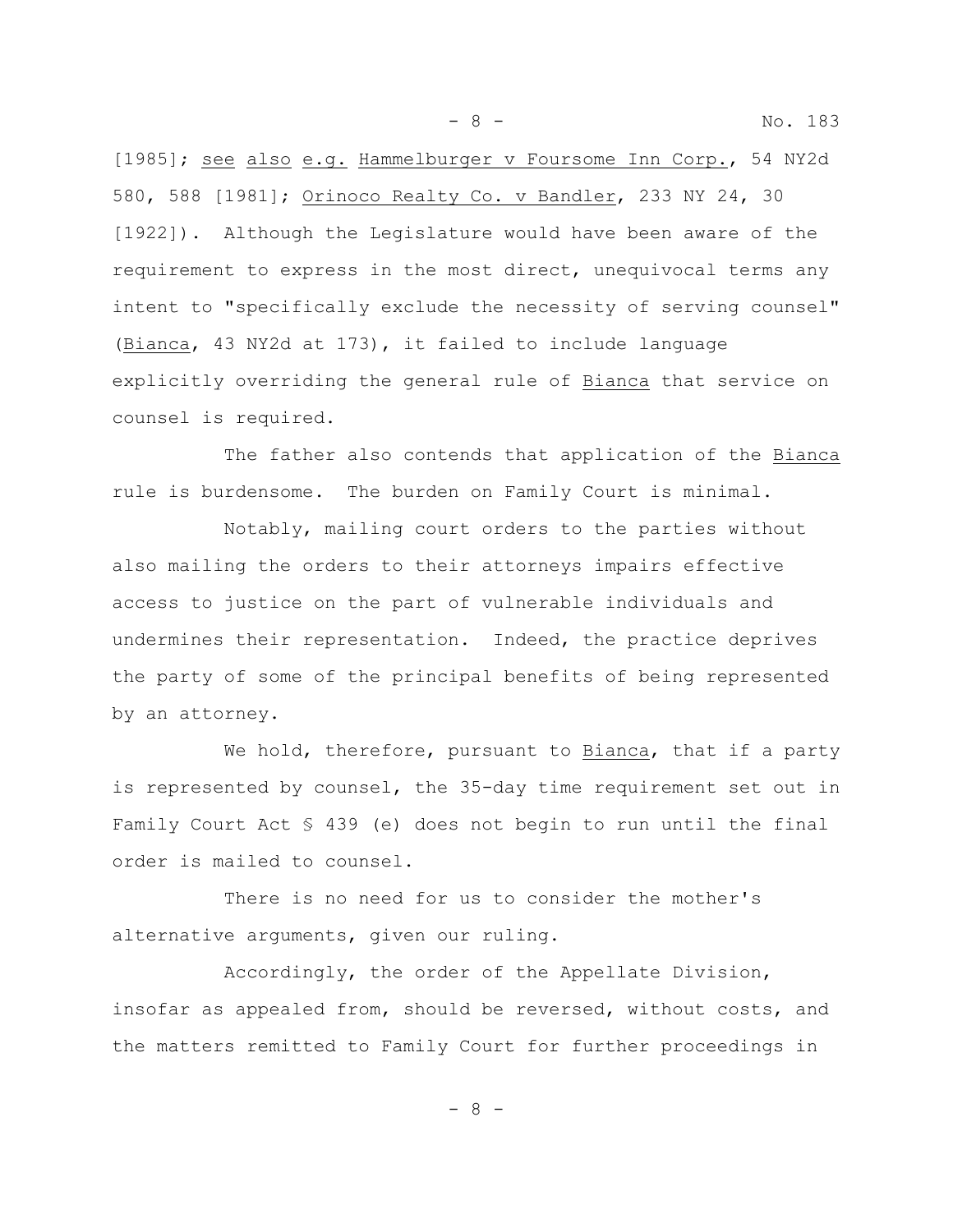[1985]; see also e.g. Hammelburger v Foursome Inn Corp., 54 NY2d 580, 588 [1981]; Orinoco Realty Co. v Bandler, 233 NY 24, 30 [1922]). Although the Legislature would have been aware of the requirement to express in the most direct, unequivocal terms any intent to "specifically exclude the necessity of serving counsel" (Bianca, 43 NY2d at 173), it failed to include language explicitly overriding the general rule of Bianca that service on counsel is required.

The father also contends that application of the Bianca rule is burdensome. The burden on Family Court is minimal.

Notably, mailing court orders to the parties without also mailing the orders to their attorneys impairs effective access to justice on the part of vulnerable individuals and undermines their representation. Indeed, the practice deprives the party of some of the principal benefits of being represented by an attorney.

We hold, therefore, pursuant to Bianca, that if a party is represented by counsel, the 35-day time requirement set out in Family Court Act § 439 (e) does not begin to run until the final order is mailed to counsel.

There is no need for us to consider the mother's alternative arguments, given our ruling.

Accordingly, the order of the Appellate Division, insofar as appealed from, should be reversed, without costs, and the matters remitted to Family Court for further proceedings in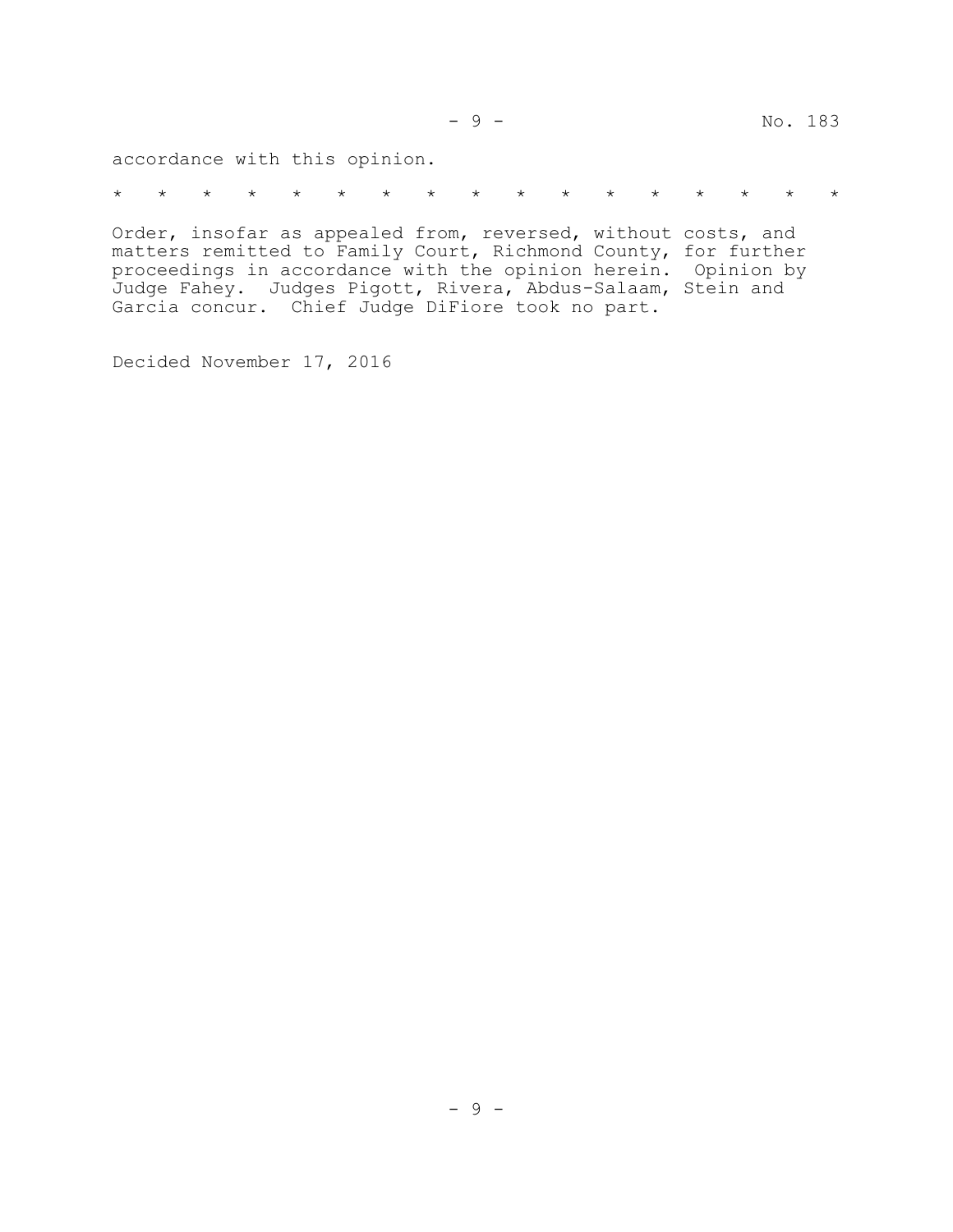accordance with this opinion.

\* \* \* \* \* \* \* \* \* \* \* \* \* \* \* \* \*

Order, insofar as appealed from, reversed, without costs, and matters remitted to Family Court, Richmond County, for further proceedings in accordance with the opinion herein. Opinion by Judge Fahey. Judges Pigott, Rivera, Abdus-Salaam, Stein and Garcia concur. Chief Judge DiFiore took no part.

Decided November 17, 2016